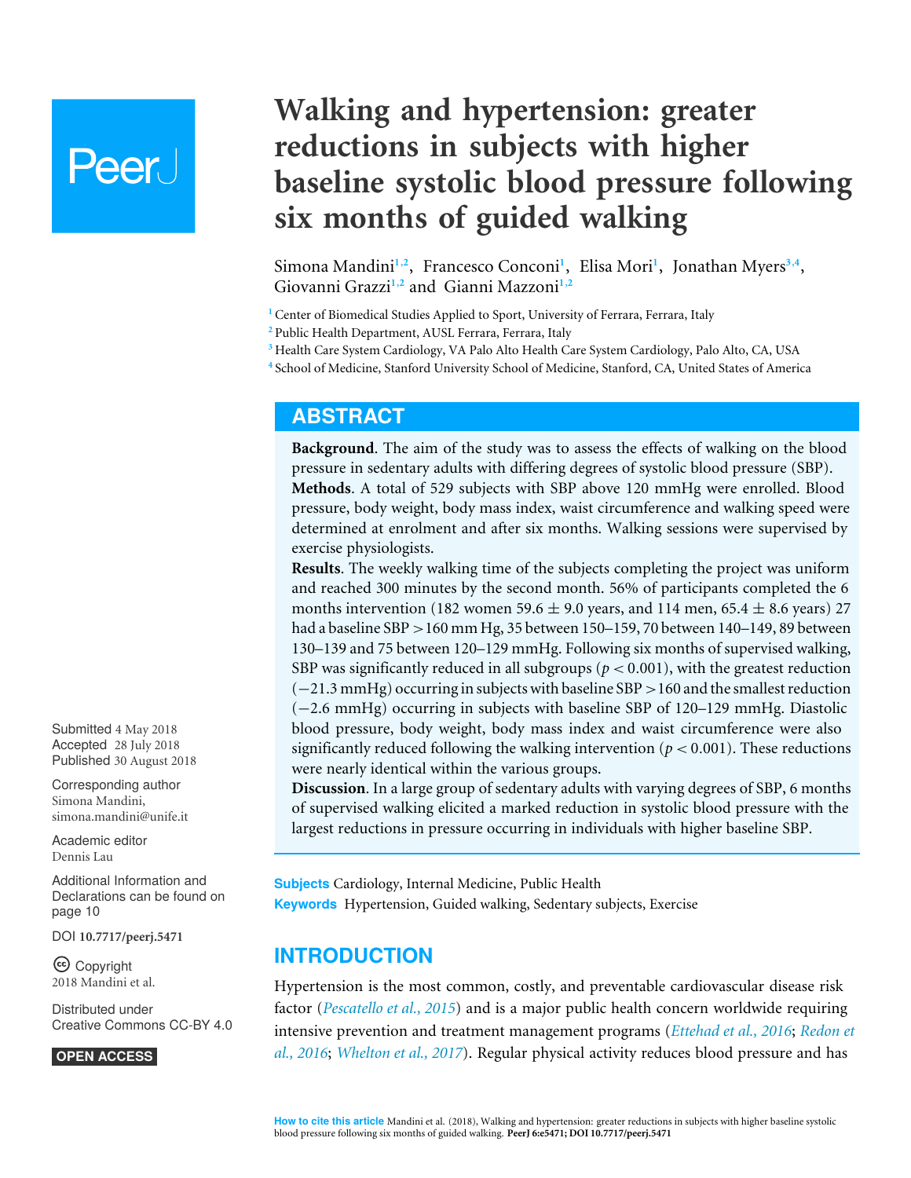# Walking and hypertension: greater reductions in subjects with higher baseline systolic blood pressure following six months of guided walking

Simona Mandini[1,2], Francesco Conconi[1], Elisa Mori[1], Jonathan Myers[3,4], Giovanni Grazzi[1,2] and Gianni Mazzoni[1,2]

[1] Center of Biomedical Studies Applied to Sport, University of Ferrara, Ferrara, Italy
[2] Public Health Department, AUSL Ferrara, Ferrara, Italy
[3] Health Care System Cardiology, VA Palo Alto Health Care System Cardiology, Palo Alto, CA, USA
[4] School of Medicine, Stanford University School of Medicine, Stanford, CA, United States of America

## ABSTRACT

**Background**. The aim of the study was to assess the effects of walking on the blood pressure in sedentary adults with differing degrees of systolic blood pressure (SBP).

**Methods**. A total of 529 subjects with SBP above 120 mmHg were enrolled. Blood pressure, body weight, body mass index, waist circumference and walking speed were determined at enrolment and after six months. Walking sessions were supervised by exercise physiologists.

**Results**. The weekly walking time of the subjects completing the project was uniform and reached 300 minutes by the second month. 56% of participants completed the 6 months intervention (182 women 59.6 ± 9.0 years, and 114 men, 65.4 ± 8.6 years) 27 had a baseline SBP >160 mm Hg, 35 between 150–159, 70 between 140–149, 89 between 130–139 and 75 between 120–129 mmHg. Following six months of supervised walking, SBP was significantly reduced in all subgroups ($p < 0.001$), with the greatest reduction (−21.3 mmHg) occurring in subjects with baseline SBP >160 and the smallest reduction (−2.6 mmHg) occurring in subjects with baseline SBP of 120–129 mmHg. Diastolic blood pressure, body weight, body mass index and waist circumference were also significantly reduced following the walking intervention ($p < 0.001$). These reductions were nearly identical within the various groups.

**Discussion**. In a large group of sedentary adults with varying degrees of SBP, 6 months of supervised walking elicited a marked reduction in systolic blood pressure with the largest reductions in pressure occurring in individuals with higher baseline SBP.

**Subjects** Cardiology, Internal Medicine, Public Health
**Keywords** Hypertension, Guided walking, Sedentary subjects, Exercise

Submitted 4 May 2018
Accepted 28 July 2018
Published 30 August 2018

Corresponding author
Simona Mandini,
simona.mandini@unife.it

Academic editor
Dennis Lau

Additional Information and Declarations can be found on page 10

DOI **10.7717/peerj.5471**

Copyright
2018 Mandini et al.

Distributed under
Creative Commons CC-BY 4.0

OPEN ACCESS

## INTRODUCTION

Hypertension is the most common, costly, and preventable cardiovascular disease risk factor (*Pescatello et al., 2015*) and is a major public health concern worldwide requiring intensive prevention and treatment management programs (*Ettehad et al., 2016*; *Redon et al., 2016*; *Whelton et al., 2017*). Regular physical activity reduces blood pressure and has

**How to cite this article** Mandini et al. (2018), Walking and hypertension: greater reductions in subjects with higher baseline systolic blood pressure following six months of guided walking. **PeerJ 6:e5471; DOI 10.7717/peerj.5471**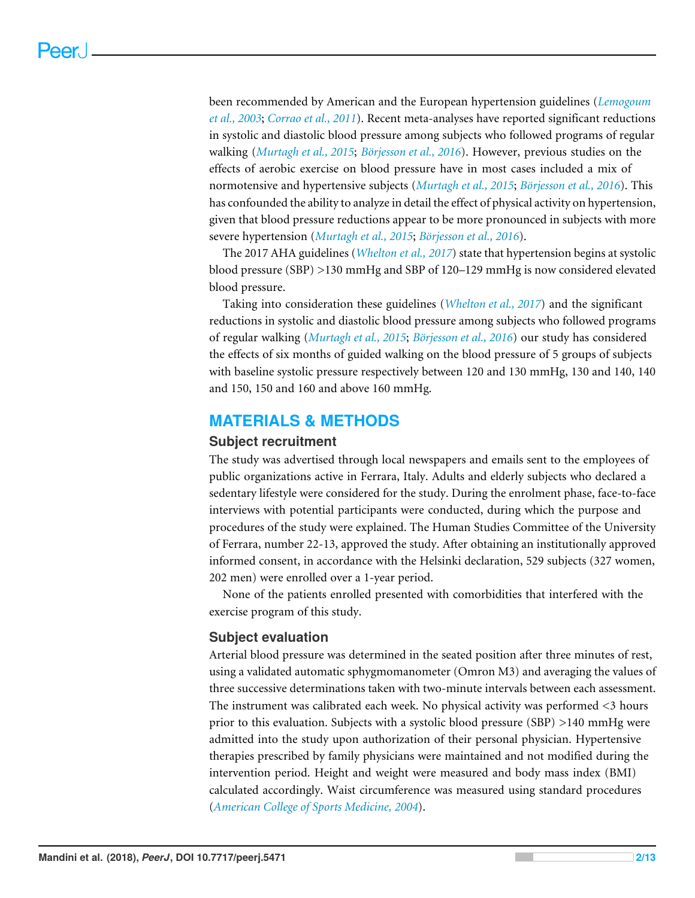been recommended by American and the European hypertension guidelines (*Lemogoum et al., 2003*; *Corrao et al., 2011*). Recent meta-analyses have reported significant reductions in systolic and diastolic blood pressure among subjects who followed programs of regular walking (*Murtagh et al., 2015*; *Börjesson et al., 2016*). However, previous studies on the effects of aerobic exercise on blood pressure have in most cases included a mix of normotensive and hypertensive subjects (*Murtagh et al., 2015*; *Börjesson et al., 2016*). This has confounded the ability to analyze in detail the effect of physical activity on hypertension, given that blood pressure reductions appear to be more pronounced in subjects with more severe hypertension (*Murtagh et al., 2015*; *Börjesson et al., 2016*).

The 2017 AHA guidelines (*Whelton et al., 2017*) state that hypertension begins at systolic blood pressure (SBP) >130 mmHg and SBP of 120–129 mmHg is now considered elevated blood pressure.

Taking into consideration these guidelines (*Whelton et al., 2017*) and the significant reductions in systolic and diastolic blood pressure among subjects who followed programs of regular walking (*Murtagh et al., 2015*; *Börjesson et al., 2016*) our study has considered the effects of six months of guided walking on the blood pressure of 5 groups of subjects with baseline systolic pressure respectively between 120 and 130 mmHg, 130 and 140, 140 and 150, 150 and 160 and above 160 mmHg.

## MATERIALS & METHODS

### Subject recruitment

The study was advertised through local newspapers and emails sent to the employees of public organizations active in Ferrara, Italy. Adults and elderly subjects who declared a sedentary lifestyle were considered for the study. During the enrolment phase, face-to-face interviews with potential participants were conducted, during which the purpose and procedures of the study were explained. The Human Studies Committee of the University of Ferrara, number 22-13, approved the study. After obtaining an institutionally approved informed consent, in accordance with the Helsinki declaration, 529 subjects (327 women, 202 men) were enrolled over a 1-year period.

None of the patients enrolled presented with comorbidities that interfered with the exercise program of this study.

### Subject evaluation

Arterial blood pressure was determined in the seated position after three minutes of rest, using a validated automatic sphygmomanometer (Omron M3) and averaging the values of three successive determinations taken with two-minute intervals between each assessment. The instrument was calibrated each week. No physical activity was performed <3 hours prior to this evaluation. Subjects with a systolic blood pressure (SBP) >140 mmHg were admitted into the study upon authorization of their personal physician. Hypertensive therapies prescribed by family physicians were maintained and not modified during the intervention period. Height and weight were measured and body mass index (BMI) calculated accordingly. Waist circumference was measured using standard procedures (*American College of Sports Medicine, 2004*).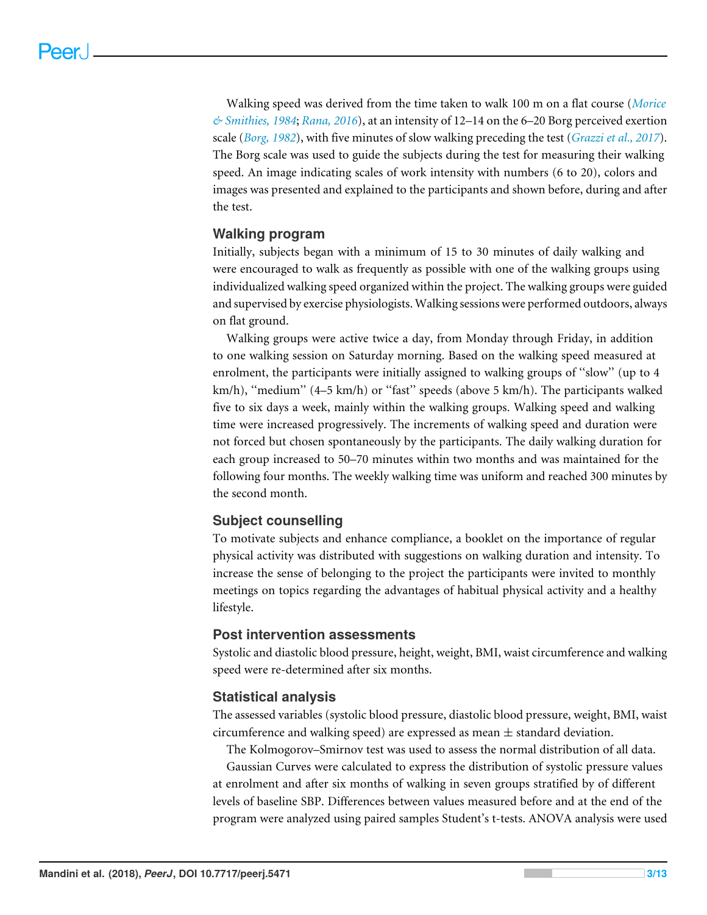Walking speed was derived from the time taken to walk 100 m on a flat course (*Morice & Smithies, 1984*; *Rana, 2016*), at an intensity of 12–14 on the 6–20 Borg perceived exertion scale (*Borg, 1982*), with five minutes of slow walking preceding the test (*Grazzi et al., 2017*). The Borg scale was used to guide the subjects during the test for measuring their walking speed. An image indicating scales of work intensity with numbers (6 to 20), colors and images was presented and explained to the participants and shown before, during and after the test.

## Walking program

Initially, subjects began with a minimum of 15 to 30 minutes of daily walking and were encouraged to walk as frequently as possible with one of the walking groups using individualized walking speed organized within the project. The walking groups were guided and supervised by exercise physiologists. Walking sessions were performed outdoors, always on flat ground.

Walking groups were active twice a day, from Monday through Friday, in addition to one walking session on Saturday morning. Based on the walking speed measured at enrolment, the participants were initially assigned to walking groups of "slow" (up to 4 km/h), "medium" (4–5 km/h) or "fast" speeds (above 5 km/h). The participants walked five to six days a week, mainly within the walking groups. Walking speed and walking time were increased progressively. The increments of walking speed and duration were not forced but chosen spontaneously by the participants. The daily walking duration for each group increased to 50–70 minutes within two months and was maintained for the following four months. The weekly walking time was uniform and reached 300 minutes by the second month.

## Subject counselling

To motivate subjects and enhance compliance, a booklet on the importance of regular physical activity was distributed with suggestions on walking duration and intensity. To increase the sense of belonging to the project the participants were invited to monthly meetings on topics regarding the advantages of habitual physical activity and a healthy lifestyle.

## Post intervention assessments

Systolic and diastolic blood pressure, height, weight, BMI, waist circumference and walking speed were re-determined after six months.

## Statistical analysis

The assessed variables (systolic blood pressure, diastolic blood pressure, weight, BMI, waist circumference and walking speed) are expressed as mean ± standard deviation.

The Kolmogorov–Smirnov test was used to assess the normal distribution of all data.

Gaussian Curves were calculated to express the distribution of systolic pressure values at enrolment and after six months of walking in seven groups stratified by of different levels of baseline SBP. Differences between values measured before and at the end of the program were analyzed using paired samples Student's t-tests. ANOVA analysis were used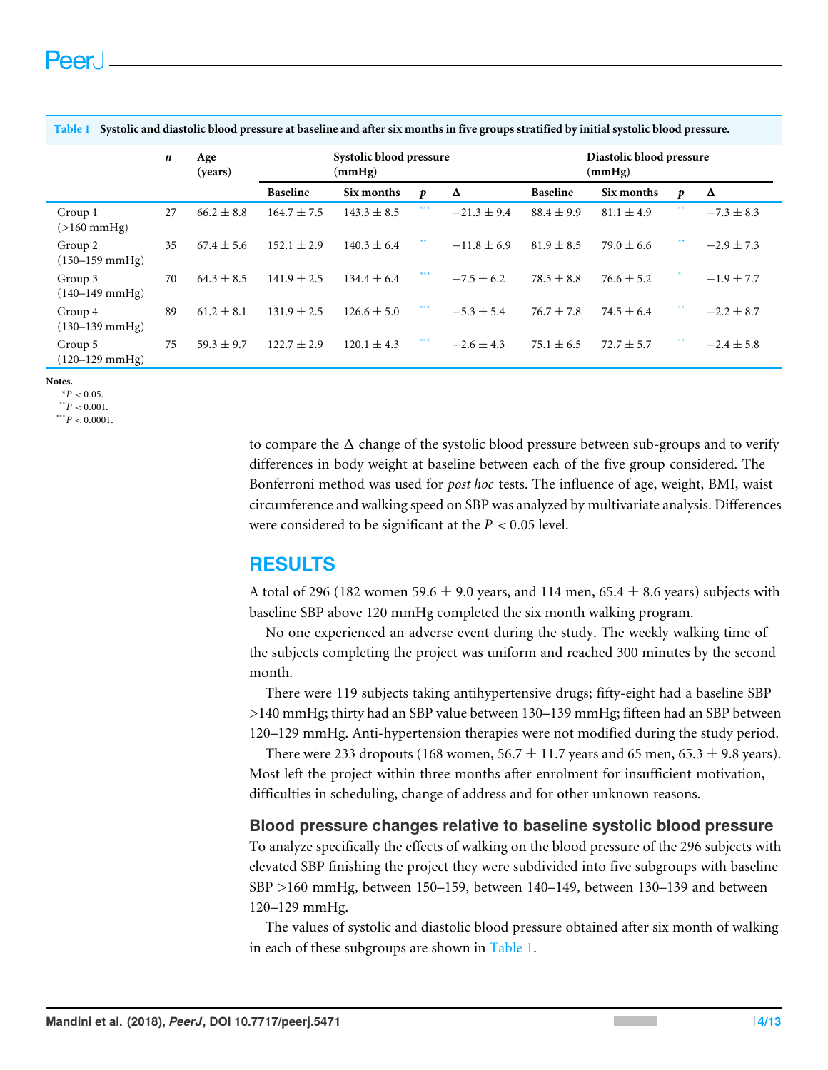**Table 1** Systolic and diastolic blood pressure at baseline and after six months in five groups stratified by initial systolic blood pressure.

| | *n* | Age (years) | Systolic blood pressure (mmHg) | | | | Diastolic blood pressure (mmHg) | | | |
|---|---|---|---|---|---|---|---|---|---|---|
| | | | Baseline | Six months | *p* | Δ | Baseline | Six months | *p* | Δ |
| Group 1 (>160 mmHg) | 27 | 66.2 ± 8.8 | 164.7 ± 7.5 | 143.3 ± 8.5 | *** | −21.3 ± 9.4 | 88.4 ± 9.9 | 81.1 ± 4.9 | ** | −7.3 ± 8.3 |
| Group 2 (150–159 mmHg) | 35 | 67.4 ± 5.6 | 152.1 ± 2.9 | 140.3 ± 6.4 | ** | −11.8 ± 6.9 | 81.9 ± 8.5 | 79.0 ± 6.6 | ** | −2.9 ± 7.3 |
| Group 3 (140–149 mmHg) | 70 | 64.3 ± 8.5 | 141.9 ± 2.5 | 134.4 ± 6.4 | *** | −7.5 ± 6.2 | 78.5 ± 8.8 | 76.6 ± 5.2 | * | −1.9 ± 7.7 |
| Group 4 (130–139 mmHg) | 89 | 61.2 ± 8.1 | 131.9 ± 2.5 | 126.6 ± 5.0 | *** | −5.3 ± 5.4 | 76.7 ± 7.8 | 74.5 ± 6.4 | ** | −2.2 ± 8.7 |
| Group 5 (120–129 mmHg) | 75 | 59.3 ± 9.7 | 122.7 ± 2.9 | 120.1 ± 4.3 | *** | −2.6 ± 4.3 | 75.1 ± 6.5 | 72.7 ± 5.7 | ** | −2.4 ± 5.8 |

**Notes.**
\* $P < 0.05$.
\*\* $P < 0.001$.
\*\*\* $P < 0.0001$.

to compare the Δ change of the systolic blood pressure between sub-groups and to verify differences in body weight at baseline between each of the five group considered. The Bonferroni method was used for *post hoc* tests. The influence of age, weight, BMI, waist circumference and walking speed on SBP was analyzed by multivariate analysis. Differences were considered to be significant at the $P < 0.05$ level.

## RESULTS

A total of 296 (182 women 59.6 ± 9.0 years, and 114 men, 65.4 ± 8.6 years) subjects with baseline SBP above 120 mmHg completed the six month walking program.

No one experienced an adverse event during the study. The weekly walking time of the subjects completing the project was uniform and reached 300 minutes by the second month.

There were 119 subjects taking antihypertensive drugs; fifty-eight had a baseline SBP >140 mmHg; thirty had an SBP value between 130–139 mmHg; fifteen had an SBP between 120–129 mmHg. Anti-hypertension therapies were not modified during the study period.

There were 233 dropouts (168 women, 56.7 ± 11.7 years and 65 men, 65.3 ± 9.8 years). Most left the project within three months after enrolment for insufficient motivation, difficulties in scheduling, change of address and for other unknown reasons.

### Blood pressure changes relative to baseline systolic blood pressure

To analyze specifically the effects of walking on the blood pressure of the 296 subjects with elevated SBP finishing the project they were subdivided into five subgroups with baseline SBP >160 mmHg, between 150–159, between 140–149, between 130–139 and between 120–129 mmHg.

The values of systolic and diastolic blood pressure obtained after six month of walking in each of these subgroups are shown in Table 1.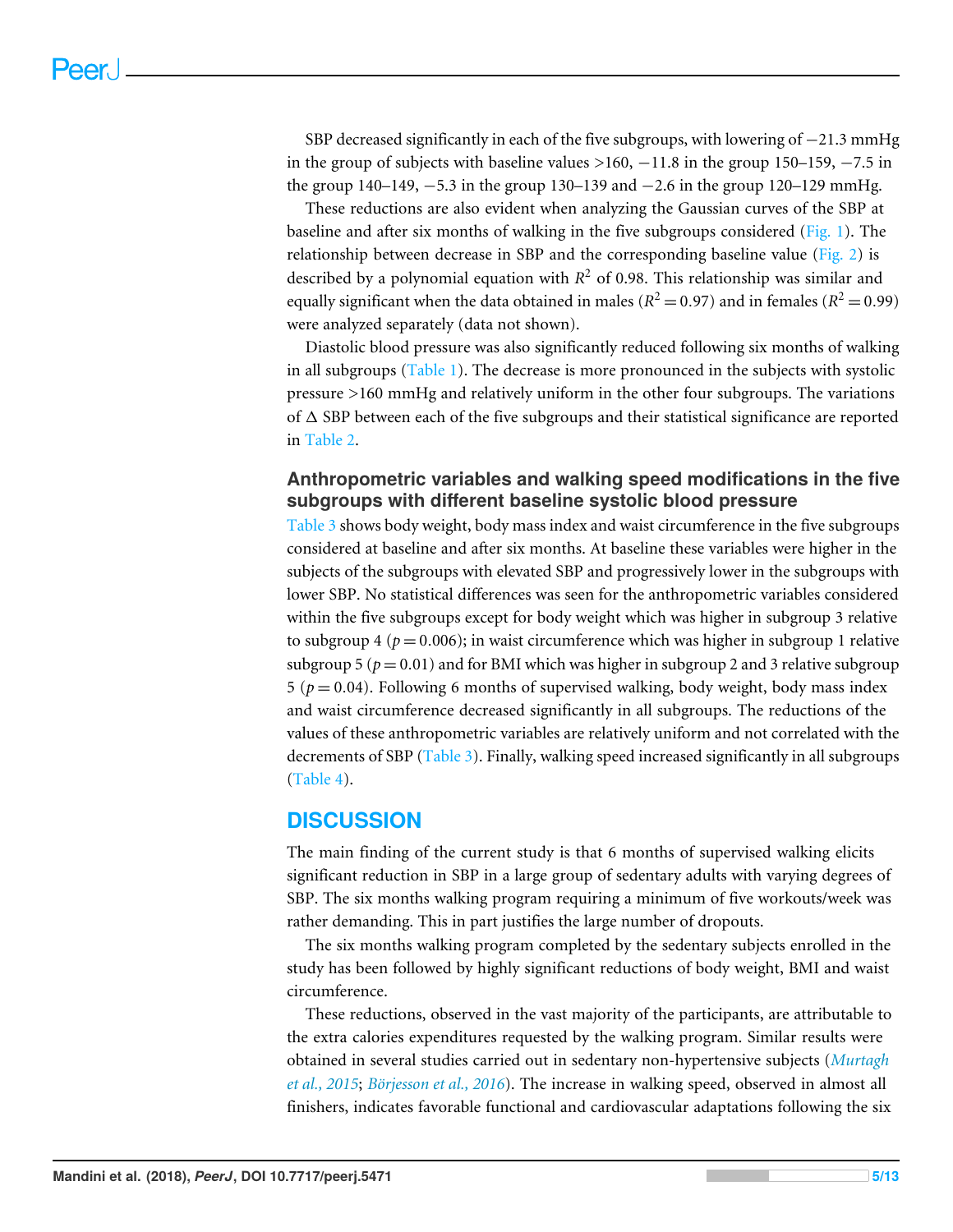SBP decreased significantly in each of the five subgroups, with lowering of −21.3 mmHg in the group of subjects with baseline values >160, −11.8 in the group 150–159, −7.5 in the group 140–149, −5.3 in the group 130–139 and −2.6 in the group 120–129 mmHg.

These reductions are also evident when analyzing the Gaussian curves of the SBP at baseline and after six months of walking in the five subgroups considered (Fig. 1). The relationship between decrease in SBP and the corresponding baseline value (Fig. 2) is described by a polynomial equation with $R^2$ of 0.98. This relationship was similar and equally significant when the data obtained in males ($R^2 = 0.97$) and in females ($R^2 = 0.99$) were analyzed separately (data not shown).

Diastolic blood pressure was also significantly reduced following six months of walking in all subgroups (Table 1). The decrease is more pronounced in the subjects with systolic pressure >160 mmHg and relatively uniform in the other four subgroups. The variations of Δ SBP between each of the five subgroups and their statistical significance are reported in Table 2.

### Anthropometric variables and walking speed modifications in the five subgroups with different baseline systolic blood pressure

Table 3 shows body weight, body mass index and waist circumference in the five subgroups considered at baseline and after six months. At baseline these variables were higher in the subjects of the subgroups with elevated SBP and progressively lower in the subgroups with lower SBP. No statistical differences was seen for the anthropometric variables considered within the five subgroups except for body weight which was higher in subgroup 3 relative to subgroup 4 ($p = 0.006$); in waist circumference which was higher in subgroup 1 relative subgroup 5 ($p = 0.01$) and for BMI which was higher in subgroup 2 and 3 relative subgroup 5 ($p = 0.04$). Following 6 months of supervised walking, body weight, body mass index and waist circumference decreased significantly in all subgroups. The reductions of the values of these anthropometric variables are relatively uniform and not correlated with the decrements of SBP (Table 3). Finally, walking speed increased significantly in all subgroups (Table 4).

## DISCUSSION

The main finding of the current study is that 6 months of supervised walking elicits significant reduction in SBP in a large group of sedentary adults with varying degrees of SBP. The six months walking program requiring a minimum of five workouts/week was rather demanding. This in part justifies the large number of dropouts.

The six months walking program completed by the sedentary subjects enrolled in the study has been followed by highly significant reductions of body weight, BMI and waist circumference.

These reductions, observed in the vast majority of the participants, are attributable to the extra calories expenditures requested by the walking program. Similar results were obtained in several studies carried out in sedentary non-hypertensive subjects (*Murtagh et al., 2015*; *Börjesson et al., 2016*). The increase in walking speed, observed in almost all finishers, indicates favorable functional and cardiovascular adaptations following the six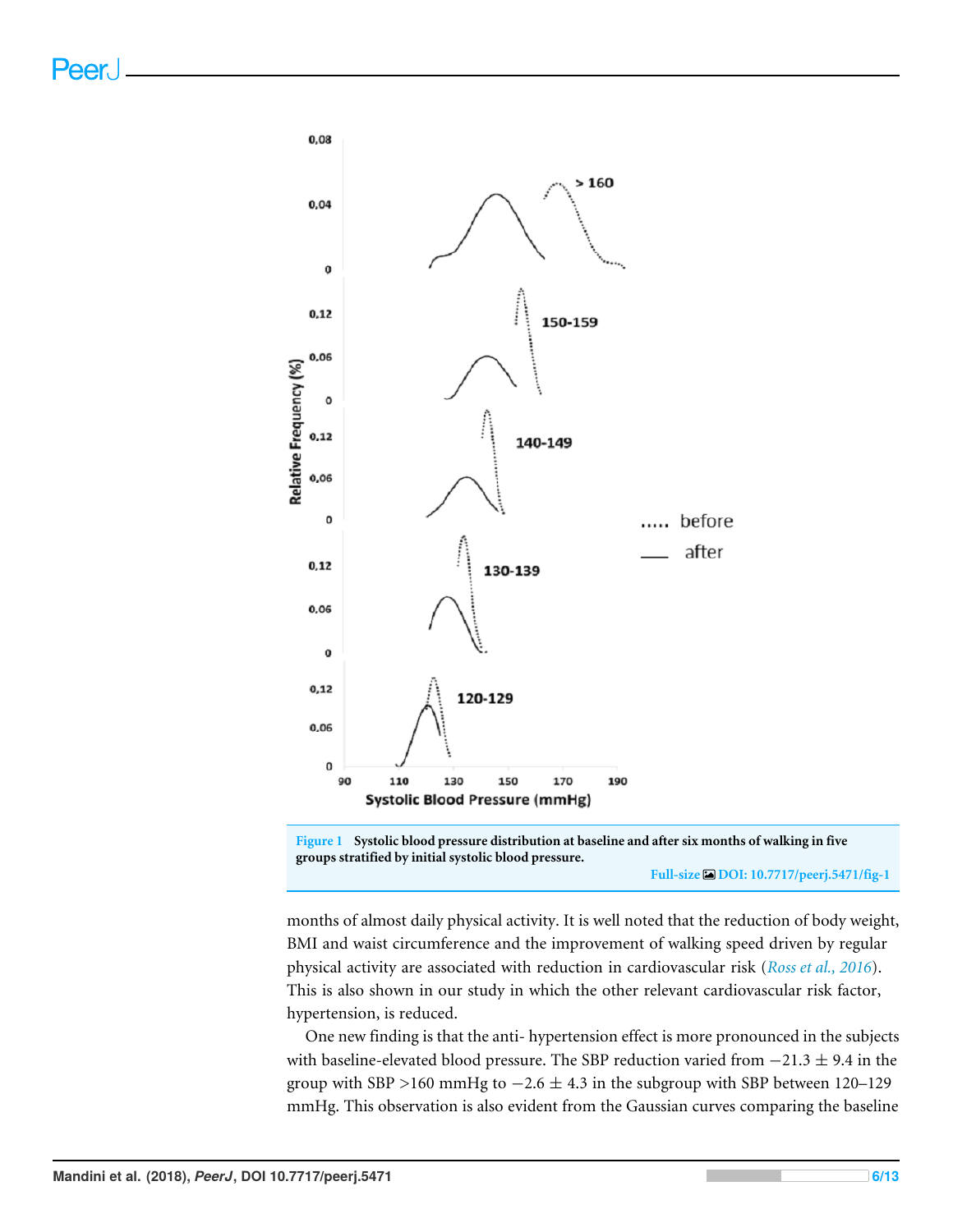**Figure 1 Systolic blood pressure distribution at baseline and after six months of walking in five groups stratified by initial systolic blood pressure.**

Full-size DOI: 10.7717/peerj.5471/fig-1

months of almost daily physical activity. It is well noted that the reduction of body weight, BMI and waist circumference and the improvement of walking speed driven by regular physical activity are associated with reduction in cardiovascular risk (*Ross et al., 2016*). This is also shown in our study in which the other relevant cardiovascular risk factor, hypertension, is reduced.

One new finding is that the anti- hypertension effect is more pronounced in the subjects with baseline-elevated blood pressure. The SBP reduction varied from $-21.3 \pm 9.4$ in the group with SBP >160 mmHg to $-2.6 \pm 4.3$ in the subgroup with SBP between 120–129 mmHg. This observation is also evident from the Gaussian curves comparing the baseline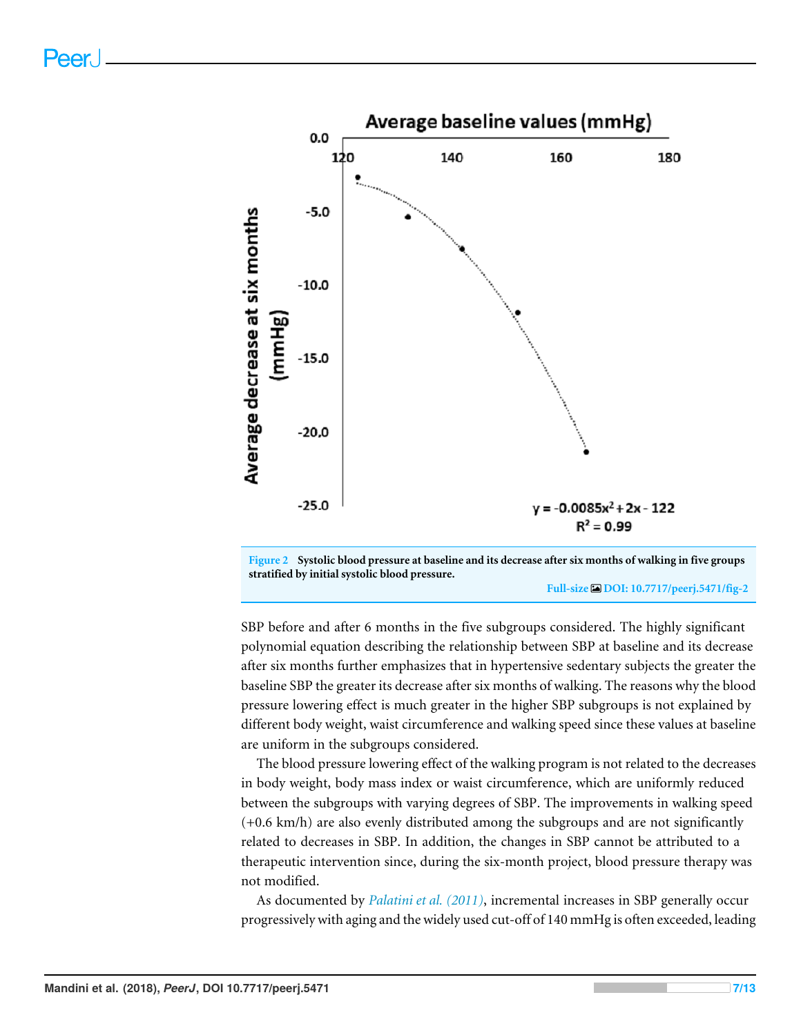Figure 2 Systolic blood pressure at baseline and its decrease after six months of walking in five groups stratified by initial systolic blood pressure.

Full-size DOI: 10.7717/peerj.5471/fig-2

SBP before and after 6 months in the five subgroups considered. The highly significant polynomial equation describing the relationship between SBP at baseline and its decrease after six months further emphasizes that in hypertensive sedentary subjects the greater the baseline SBP the greater its decrease after six months of walking. The reasons why the blood pressure lowering effect is much greater in the higher SBP subgroups is not explained by different body weight, waist circumference and walking speed since these values at baseline are uniform in the subgroups considered.

The blood pressure lowering effect of the walking program is not related to the decreases in body weight, body mass index or waist circumference, which are uniformly reduced between the subgroups with varying degrees of SBP. The improvements in walking speed (+0.6 km/h) are also evenly distributed among the subgroups and are not significantly related to decreases in SBP. In addition, the changes in SBP cannot be attributed to a therapeutic intervention since, during the six-month project, blood pressure therapy was not modified.

As documented by *Palatini et al. (2011)*, incremental increases in SBP generally occur progressively with aging and the widely used cut-off of 140 mmHg is often exceeded, leading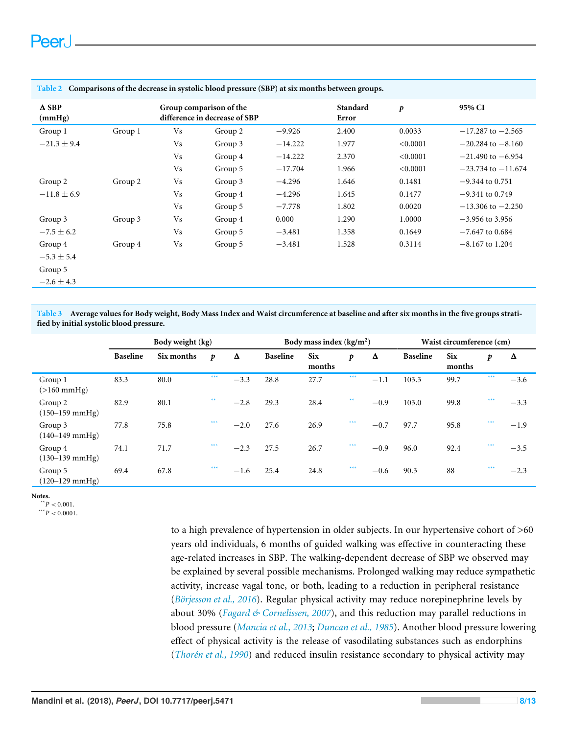**Table 2 Comparisons of the decrease in systolic blood pressure (SBP) at six months between groups.**

| Δ SBP (mmHg) | Group comparison of the difference in decrease of SBP | | | | Standard Error | p | 95% CI |
|---|---|---|---|---|---|---|---|
| Group 1 | Group 1 | Vs | Group 2 | −9.926 | 2.400 | 0.0033 | −17.287 to −2.565 |
| −21.3 ± 9.4 | | Vs | Group 3 | −14.222 | 1.977 | <0.0001 | −20.284 to −8.160 |
| | | Vs | Group 4 | −14.222 | 2.370 | <0.0001 | −21.490 to −6.954 |
| | | Vs | Group 5 | −17.704 | 1.966 | <0.0001 | −23.734 to −11.674 |
| Group 2 | Group 2 | Vs | Group 3 | −4.296 | 1.646 | 0.1481 | −9.344 to 0.751 |
| −11.8 ± 6.9 | | Vs | Group 4 | −4.296 | 1.645 | 0.1477 | −9.341 to 0.749 |
| | | Vs | Group 5 | −7.778 | 1.802 | 0.0020 | −13.306 to −2.250 |
| Group 3 | Group 3 | Vs | Group 4 | 0.000 | 1.290 | 1.0000 | −3.956 to 3.956 |
| −7.5 ± 6.2 | | Vs | Group 5 | −3.481 | 1.358 | 0.1649 | −7.647 to 0.684 |
| Group 4 | Group 4 | Vs | Group 5 | −3.481 | 1.528 | 0.3114 | −8.167 to 1.204 |
| −5.3 ± 5.4 | | | | | | | |
| Group 5 | | | | | | | |
| −2.6 ± 4.3 | | | | | | | |

**Table 3 Average values for Body weight, Body Mass Index and Waist circumference at baseline and after six months in the five groups stratified by initial systolic blood pressure.**

| | Body weight (kg) | | | | Body mass index (kg/m²) | | | | Waist circumference (cm) | | | |
|---|---|---|---|---|---|---|---|---|---|---|---|---|
| | Baseline | Six months | p | Δ | Baseline | Six months | p | Δ | Baseline | Six months | p | Δ |
| Group 1 (>160 mmHg) | 83.3 | 80.0 | *** | −3.3 | 28.8 | 27.7 | *** | −1.1 | 103.3 | 99.7 | *** | −3.6 |
| Group 2 (150–159 mmHg) | 82.9 | 80.1 | ** | −2.8 | 29.3 | 28.4 | ** | −0.9 | 103.0 | 99.8 | *** | −3.3 |
| Group 3 (140–149 mmHg) | 77.8 | 75.8 | *** | −2.0 | 27.6 | 26.9 | *** | −0.7 | 97.7 | 95.8 | *** | −1.9 |
| Group 4 (130–139 mmHg) | 74.1 | 71.7 | *** | −2.3 | 27.5 | 26.7 | *** | −0.9 | 96.0 | 92.4 | *** | −3.5 |
| Group 5 (120–129 mmHg) | 69.4 | 67.8 | *** | −1.6 | 25.4 | 24.8 | *** | −0.6 | 90.3 | 88 | *** | −2.3 |

**Notes.**
** $P < 0.001$.
*** $P < 0.0001$.

to a high prevalence of hypertension in older subjects. In our hypertensive cohort of >60 years old individuals, 6 months of guided walking was effective in counteracting these age-related increases in SBP. The walking-dependent decrease of SBP we observed may be explained by several possible mechanisms. Prolonged walking may reduce sympathetic activity, increase vagal tone, or both, leading to a reduction in peripheral resistance (*Börjesson et al., 2016*). Regular physical activity may reduce norepinephrine levels by about 30% (*Fagard & Cornelissen, 2007*), and this reduction may parallel reductions in blood pressure (*Mancia et al., 2013*; *Duncan et al., 1985*). Another blood pressure lowering effect of physical activity is the release of vasodilating substances such as endorphins (*Thorén et al., 1990*) and reduced insulin resistance secondary to physical activity may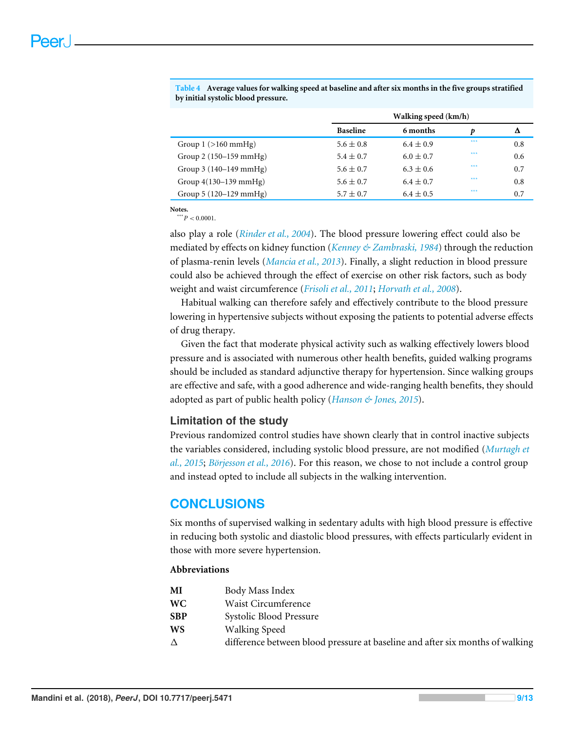**Table 4 Average values for walking speed at baseline and after six months in the five groups stratified by initial systolic blood pressure.**

| | Walking speed (km/h) | | | |
|---|---|---|---|---|
| | Baseline | 6 months | *p* | Δ |
| Group 1 (>160 mmHg) | 5.6 ± 0.8 | 6.4 ± 0.9 | *** | 0.8 |
| Group 2 (150–159 mmHg) | 5.4 ± 0.7 | 6.0 ± 0.7 | *** | 0.6 |
| Group 3 (140–149 mmHg) | 5.6 ± 0.7 | 6.3 ± 0.6 | *** | 0.7 |
| Group 4(130–139 mmHg) | 5.6 ± 0.7 | 6.4 ± 0.7 | *** | 0.8 |
| Group 5 (120–129 mmHg) | 5.7 ± 0.7 | 6.4 ± 0.5 | *** | 0.7 |

**Notes.**
*** $P < 0.0001$.

also play a role (*Rinder et al., 2004*). The blood pressure lowering effect could also be mediated by effects on kidney function (*Kenney & Zambraski, 1984*) through the reduction of plasma-renin levels (*Mancia et al., 2013*). Finally, a slight reduction in blood pressure could also be achieved through the effect of exercise on other risk factors, such as body weight and waist circumference (*Frisoli et al., 2011*; *Horvath et al., 2008*).

Habitual walking can therefore safely and effectively contribute to the blood pressure lowering in hypertensive subjects without exposing the patients to potential adverse effects of drug therapy.

Given the fact that moderate physical activity such as walking effectively lowers blood pressure and is associated with numerous other health benefits, guided walking programs should be included as standard adjunctive therapy for hypertension. Since walking groups are effective and safe, with a good adherence and wide-ranging health benefits, they should adopted as part of public health policy (*Hanson & Jones, 2015*).

### Limitation of the study

Previous randomized control studies have shown clearly that in control inactive subjects the variables considered, including systolic blood pressure, are not modified (*Murtagh et al., 2015*; *Börjesson et al., 2016*). For this reason, we chose to not include a control group and instead opted to include all subjects in the walking intervention.

## CONCLUSIONS

Six months of supervised walking in sedentary adults with high blood pressure is effective in reducing both systolic and diastolic blood pressures, with effects particularly evident in those with more severe hypertension.

**Abbreviations**

| | |
|---|---|
| **MI** | Body Mass Index |
| **WC** | Waist Circumference |
| **SBP** | Systolic Blood Pressure |
| **WS** | Walking Speed |
| **Δ** | difference between blood pressure at baseline and after six months of walking |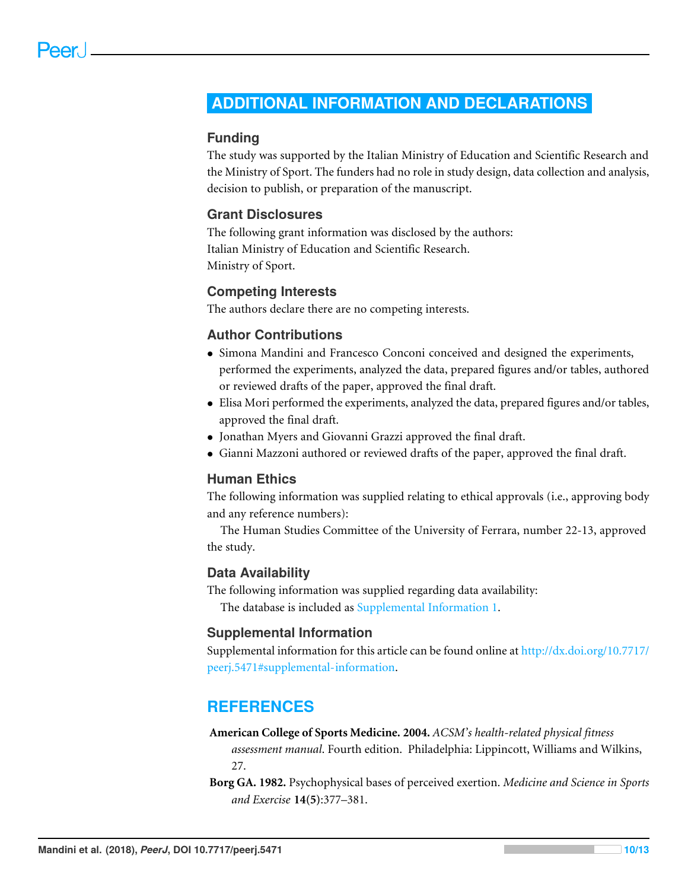# ADDITIONAL INFORMATION AND DECLARATIONS

## Funding

The study was supported by the Italian Ministry of Education and Scientific Research and the Ministry of Sport. The funders had no role in study design, data collection and analysis, decision to publish, or preparation of the manuscript.

## Grant Disclosures

The following grant information was disclosed by the authors:
Italian Ministry of Education and Scientific Research.
Ministry of Sport.

## Competing Interests

The authors declare there are no competing interests.

## Author Contributions

- Simona Mandini and Francesco Conconi conceived and designed the experiments, performed the experiments, analyzed the data, prepared figures and/or tables, authored or reviewed drafts of the paper, approved the final draft.
- Elisa Mori performed the experiments, analyzed the data, prepared figures and/or tables, approved the final draft.
- Jonathan Myers and Giovanni Grazzi approved the final draft.
- Gianni Mazzoni authored or reviewed drafts of the paper, approved the final draft.

## Human Ethics

The following information was supplied relating to ethical approvals (i.e., approving body and any reference numbers):

The Human Studies Committee of the University of Ferrara, number 22-13, approved the study.

## Data Availability

The following information was supplied regarding data availability:

The database is included as Supplemental Information 1.

## Supplemental Information

Supplemental information for this article can be found online at http://dx.doi.org/10.7717/peerj.5471#supplemental-information.

# REFERENCES

**American College of Sports Medicine. 2004.** *ACSM's health-related physical fitness assessment manual*. Fourth edition. Philadelphia: Lippincott, Williams and Wilkins, 27.

**Borg GA. 1982.** Psychophysical bases of perceived exertion. *Medicine and Science in Sports and Exercise* **14(5)**:377–381.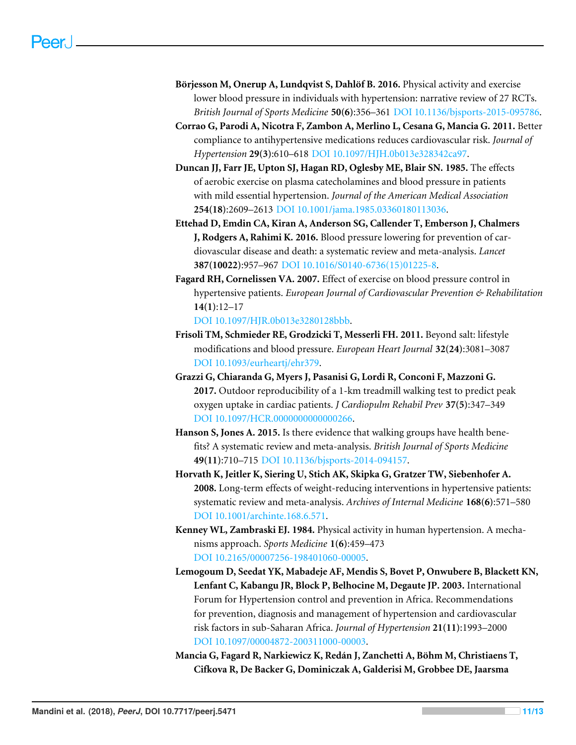**Börjesson M, Onerup A, Lundqvist S, Dahlöf B. 2016.** Physical activity and exercise lower blood pressure in individuals with hypertension: narrative review of 27 RCTs. *British Journal of Sports Medicine* **50(6)**:356–361 DOI 10.1136/bjsports-2015-095786.

**Corrao G, Parodi A, Nicotra F, Zambon A, Merlino L, Cesana G, Mancia G. 2011.** Better compliance to antihypertensive medications reduces cardiovascular risk. *Journal of Hypertension* **29(3)**:610–618 DOI 10.1097/HJH.0b013e328342ca97.

**Duncan JJ, Farr JE, Upton SJ, Hagan RD, Oglesby ME, Blair SN. 1985.** The effects of aerobic exercise on plasma catecholamines and blood pressure in patients with mild essential hypertension. *Journal of the American Medical Association* **254(18)**:2609–2613 DOI 10.1001/jama.1985.03360180113036.

**Ettehad D, Emdin CA, Kiran A, Anderson SG, Callender T, Emberson J, Chalmers J, Rodgers A, Rahimi K. 2016.** Blood pressure lowering for prevention of cardiovascular disease and death: a systematic review and meta-analysis. *Lancet* **387(10022)**:957–967 DOI 10.1016/S0140-6736(15)01225-8.

**Fagard RH, Cornelissen VA. 2007.** Effect of exercise on blood pressure control in hypertensive patients. *European Journal of Cardiovascular Prevention & Rehabilitation* **14(1)**:12–17 DOI 10.1097/HJR.0b013e3280128bbb.

**Frisoli TM, Schmieder RE, Grodzicki T, Messerli FH. 2011.** Beyond salt: lifestyle modifications and blood pressure. *European Heart Journal* **32(24)**:3081–3087 DOI 10.1093/eurheartj/ehr379.

**Grazzi G, Chiaranda G, Myers J, Pasanisi G, Lordi R, Conconi F, Mazzoni G. 2017.** Outdoor reproducibility of a 1-km treadmill walking test to predict peak oxygen uptake in cardiac patients. *J Cardiopulm Rehabil Prev* **37(5)**:347–349 DOI 10.1097/HCR.0000000000000266.

**Hanson S, Jones A. 2015.** Is there evidence that walking groups have health benefits? A systematic review and meta-analysis. *British Journal of Sports Medicine* **49(11)**:710–715 DOI 10.1136/bjsports-2014-094157.

**Horvath K, Jeitler K, Siering U, Stich AK, Skipka G, Gratzer TW, Siebenhofer A. 2008.** Long-term effects of weight-reducing interventions in hypertensive patients: systematic review and meta-analysis. *Archives of Internal Medicine* **168(6)**:571–580 DOI 10.1001/archinte.168.6.571.

**Kenney WL, Zambraski EJ. 1984.** Physical activity in human hypertension. A mechanisms approach. *Sports Medicine* **1(6)**:459–473 DOI 10.2165/00007256-198401060-00005.

**Lemogoum D, Seedat YK, Mabadeje AF, Mendis S, Bovet P, Onwubere B, Blackett KN, Lenfant C, Kabangu JR, Block P, Belhocine M, Degaute JP. 2003.** International Forum for Hypertension control and prevention in Africa. Recommendations for prevention, diagnosis and management of hypertension and cardiovascular risk factors in sub-Saharan Africa. *Journal of Hypertension* **21(11)**:1993–2000 DOI 10.1097/00004872-200311000-00003.

**Mancia G, Fagard R, Narkiewicz K, Redán J, Zanchetti A, Böhm M, Christiaens T, Cifkova R, De Backer G, Dominiczak A, Galderisi M, Grobbee DE, Jaarsma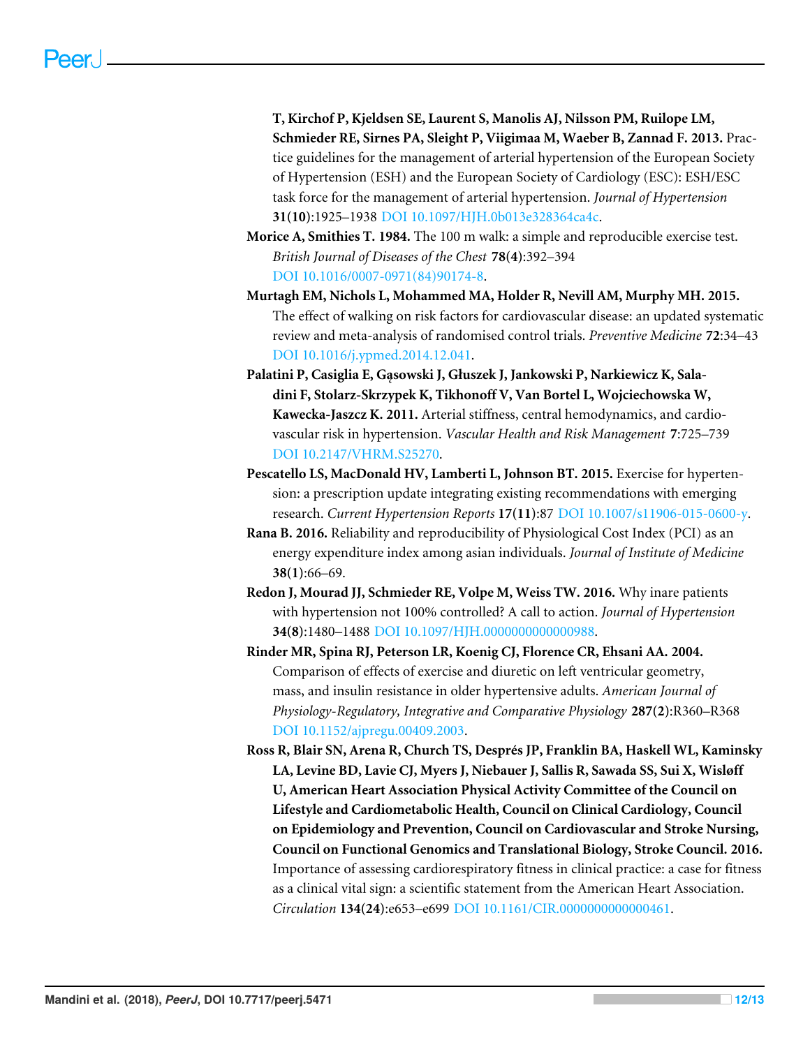**T, Kirchof P, Kjeldsen SE, Laurent S, Manolis AJ, Nilsson PM, Ruilope LM, Schmieder RE, Sirnes PA, Sleight P, Viigimaa M, Waeber B, Zannad F. 2013.** Practice guidelines for the management of arterial hypertension of the European Society of Hypertension (ESH) and the European Society of Cardiology (ESC): ESH/ESC task force for the management of arterial hypertension. *Journal of Hypertension* **31(10)**:1925–1938 DOI 10.1097/HJH.0b013e328364ca4c.

**Morice A, Smithies T. 1984.** The 100 m walk: a simple and reproducible exercise test. *British Journal of Diseases of the Chest* **78(4)**:392–394 DOI 10.1016/0007-0971(84)90174-8.

**Murtagh EM, Nichols L, Mohammed MA, Holder R, Nevill AM, Murphy MH. 2015.** The effect of walking on risk factors for cardiovascular disease: an updated systematic review and meta-analysis of randomised control trials. *Preventive Medicine* **72**:34–43 DOI 10.1016/j.ypmed.2014.12.041.

**Palatini P, Casiglia E, Gąsowski J, Głuszek J, Jankowski P, Narkiewicz K, Saladini F, Stolarz-Skrzypek K, Tikhonoff V, Van Bortel L, Wojciechowska W, Kawecka-Jaszcz K. 2011.** Arterial stiffness, central hemodynamics, and cardiovascular risk in hypertension. *Vascular Health and Risk Management* **7**:725–739 DOI 10.2147/VHRM.S25270.

**Pescatello LS, MacDonald HV, Lamberti L, Johnson BT. 2015.** Exercise for hypertension: a prescription update integrating existing recommendations with emerging research. *Current Hypertension Reports* **17(11)**:87 DOI 10.1007/s11906-015-0600-y.

**Rana B. 2016.** Reliability and reproducibility of Physiological Cost Index (PCI) as an energy expenditure index among asian individuals. *Journal of Institute of Medicine* **38(1)**:66–69.

**Redon J, Mourad JJ, Schmieder RE, Volpe M, Weiss TW. 2016.** Why inare patients with hypertension not 100% controlled? A call to action. *Journal of Hypertension* **34(8)**:1480–1488 DOI 10.1097/HJH.0000000000000988.

**Rinder MR, Spina RJ, Peterson LR, Koenig CJ, Florence CR, Ehsani AA. 2004.** Comparison of effects of exercise and diuretic on left ventricular geometry, mass, and insulin resistance in older hypertensive adults. *American Journal of Physiology-Regulatory, Integrative and Comparative Physiology* **287(2)**:R360–R368 DOI 10.1152/ajpregu.00409.2003.

**Ross R, Blair SN, Arena R, Church TS, Després JP, Franklin BA, Haskell WL, Kaminsky LA, Levine BD, Lavie CJ, Myers J, Niebauer J, Sallis R, Sawada SS, Sui X, Wisløff U, American Heart Association Physical Activity Committee of the Council on Lifestyle and Cardiometabolic Health, Council on Clinical Cardiology, Council on Epidemiology and Prevention, Council on Cardiovascular and Stroke Nursing, Council on Functional Genomics and Translational Biology, Stroke Council. 2016.** Importance of assessing cardiorespiratory fitness in clinical practice: a case for fitness as a clinical vital sign: a scientific statement from the American Heart Association. *Circulation* **134(24)**:e653–e699 DOI 10.1161/CIR.0000000000000461.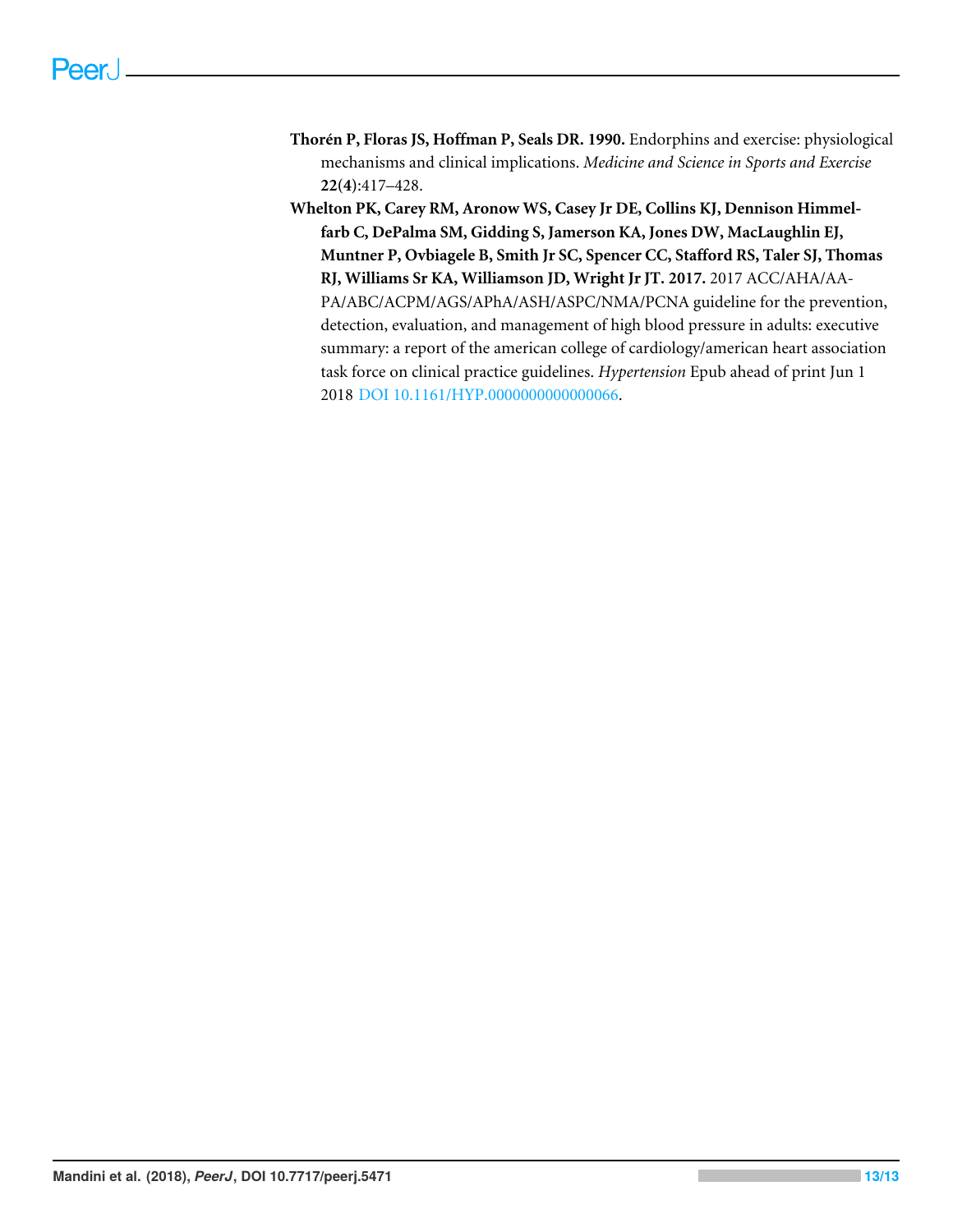**Thorén P, Floras JS, Hoffman P, Seals DR. 1990.** Endorphins and exercise: physiological mechanisms and clinical implications. *Medicine and Science in Sports and Exercise* **22(4)**:417–428.

**Whelton PK, Carey RM, Aronow WS, Casey Jr DE, Collins KJ, Dennison Himmelfarb C, DePalma SM, Gidding S, Jamerson KA, Jones DW, MacLaughlin EJ, Muntner P, Ovbiagele B, Smith Jr SC, Spencer CC, Stafford RS, Taler SJ, Thomas RJ, Williams Sr KA, Williamson JD, Wright Jr JT. 2017.** 2017 ACC/AHA/AAPA/ABC/ACPM/AGS/APhA/ASH/ASPC/NMA/PCNA guideline for the prevention, detection, evaluation, and management of high blood pressure in adults: executive summary: a report of the american college of cardiology/american heart association task force on clinical practice guidelines. *Hypertension* Epub ahead of print Jun 1 2018 DOI 10.1161/HYP.0000000000000066.